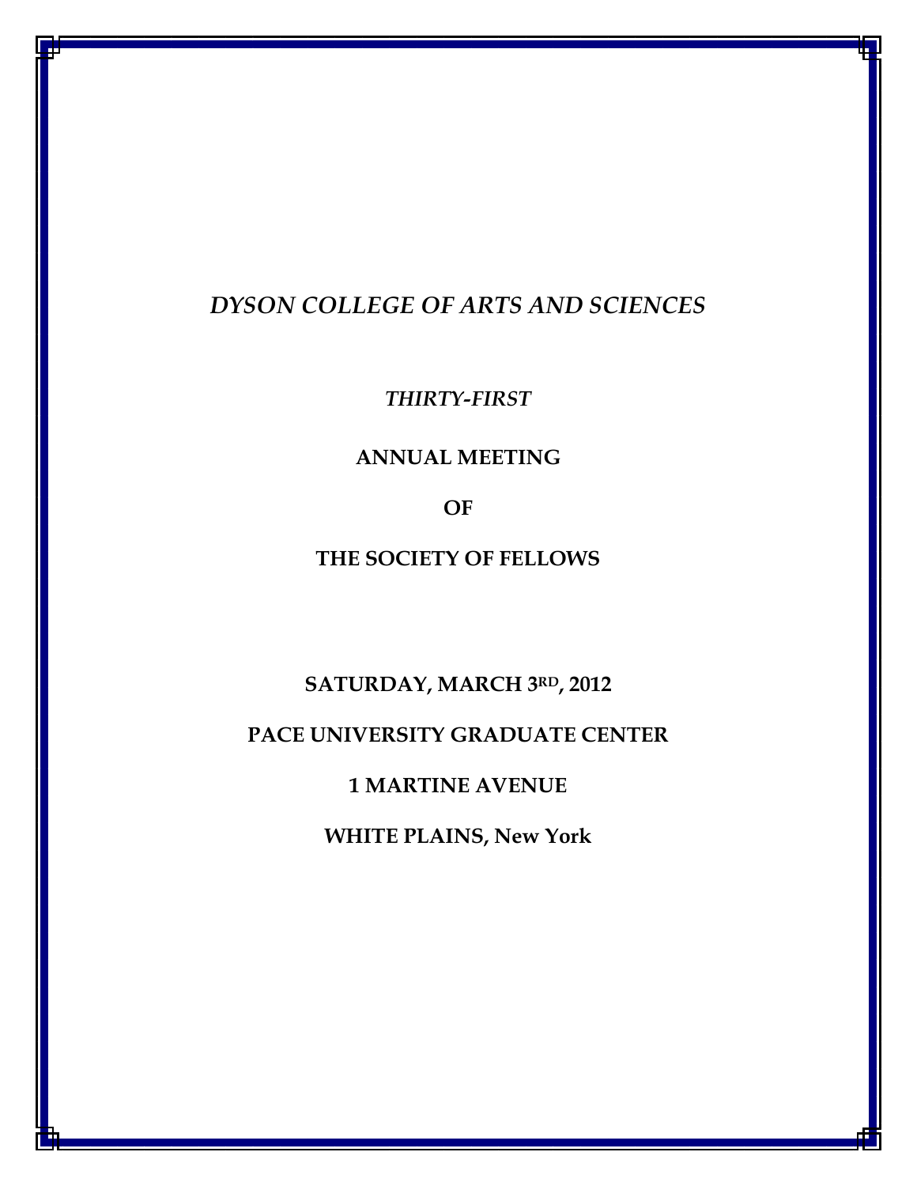*DYSON COLLEGE OF ARTS AND SCIENCES*

*THIRTY-FIRST*

**ANNUAL MEETING**

**OF**

**THE SOCIETY OF FELLOWS**

**SATURDAY, MARCH 3RD, 2012**

**PACE UNIVERSITY GRADUATE CENTER**

**1 MARTINE AVENUE**

**WHITE PLAINS, New York**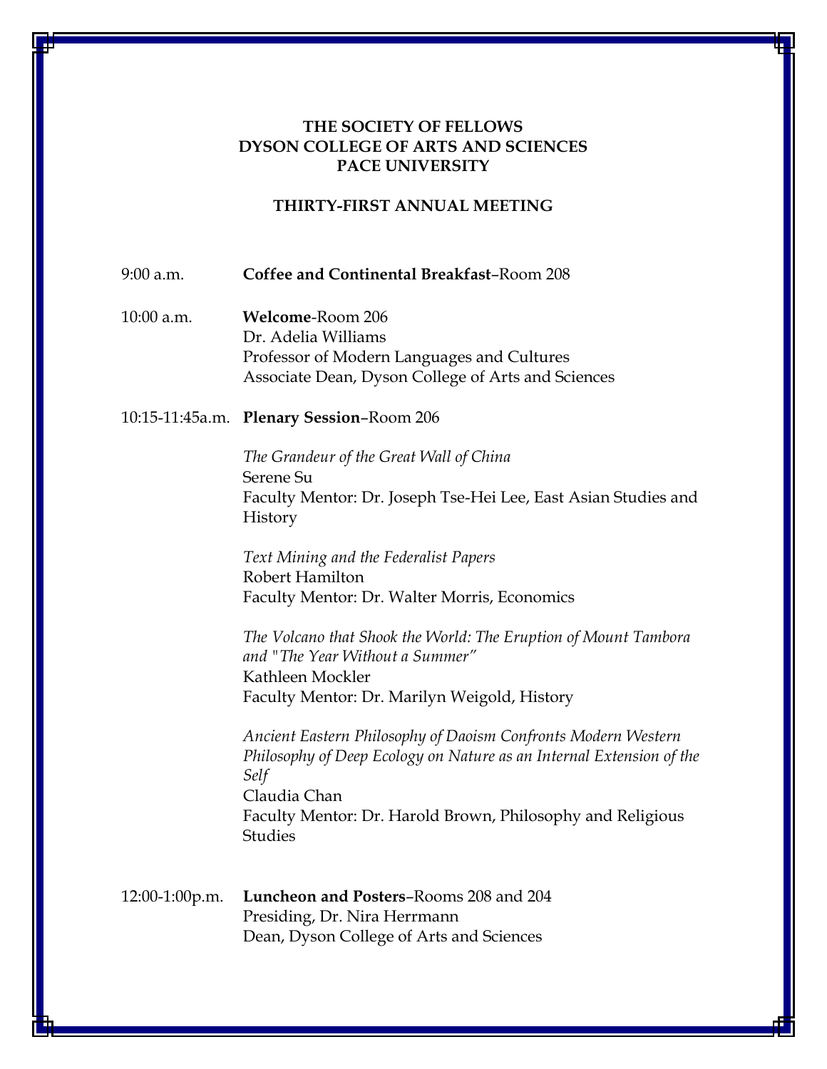**THE SOCIETY OF FELLOWS**
**DYSON COLLEGE OF ARTS AND SCIENCES**
**PACE UNIVERSITY**

**THIRTY-FIRST ANNUAL MEETING**

9:00 a.m. **Coffee and Continental Breakfast**–Room 208

10:00 a.m. **Welcome**-Room 206
Dr. Adelia Williams
Professor of Modern Languages and Cultures
Associate Dean, Dyson College of Arts and Sciences

10:15-11:45a.m. **Plenary Session**–Room 206

*The Grandeur of the Great Wall of China*
Serene Su
Faculty Mentor: Dr. Joseph Tse-Hei Lee, East Asian Studies and History

*Text Mining and the Federalist Papers*
Robert Hamilton
Faculty Mentor: Dr. Walter Morris, Economics

*The Volcano that Shook the World: The Eruption of Mount Tambora and "The Year Without a Summer"*
Kathleen Mockler
Faculty Mentor: Dr. Marilyn Weigold, History

*Ancient Eastern Philosophy of Daoism Confronts Modern Western Philosophy of Deep Ecology on Nature as an Internal Extension of the Self*
Claudia Chan
Faculty Mentor: Dr. Harold Brown, Philosophy and Religious Studies

12:00-1:00p.m. **Luncheon and Posters**–Rooms 208 and 204
Presiding, Dr. Nira Herrmann
Dean, Dyson College of Arts and Sciences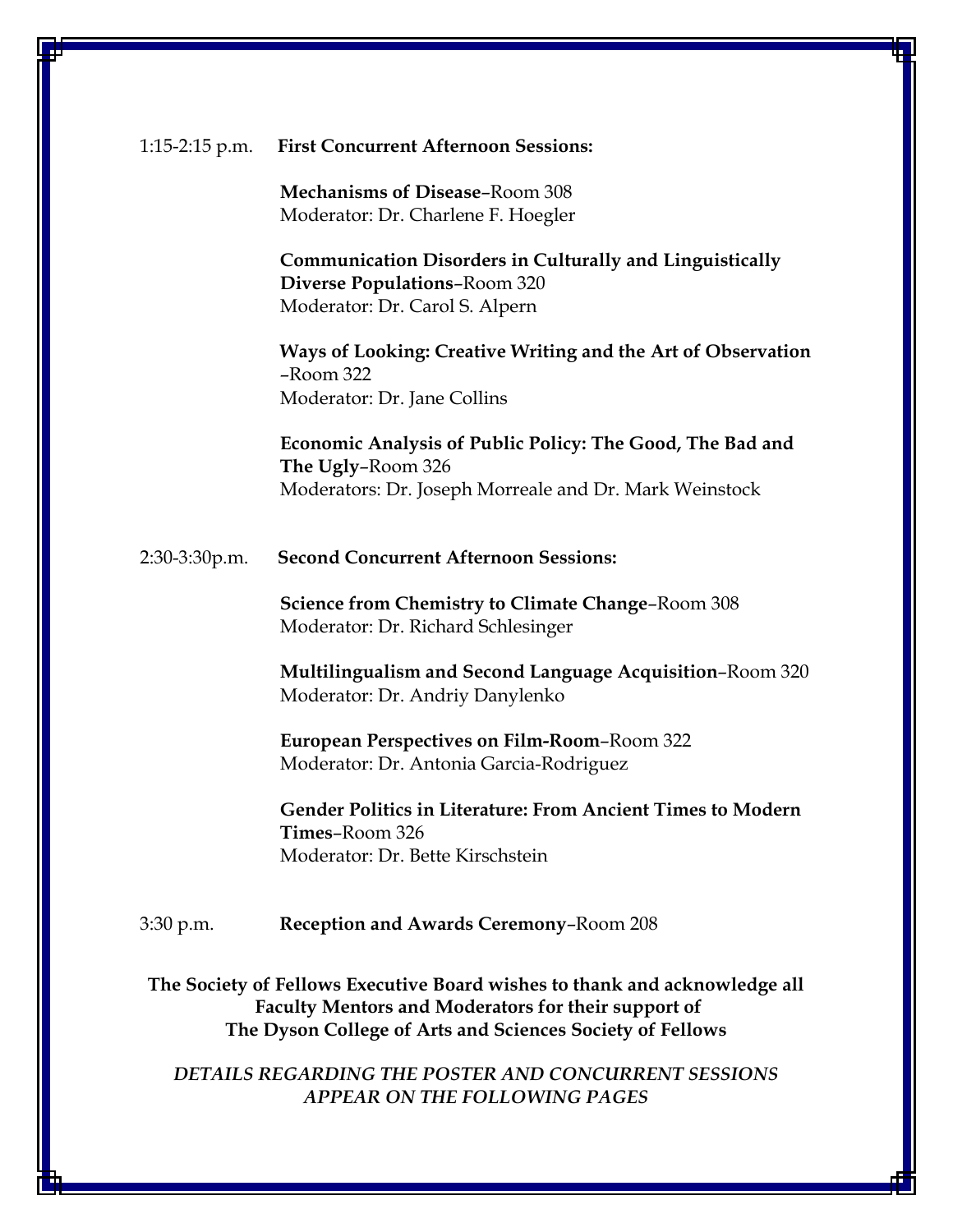1:15-2:15 p.m. **First Concurrent Afternoon Sessions:**

**Mechanisms of Disease**–Room 308
Moderator: Dr. Charlene F. Hoegler

**Communication Disorders in Culturally and Linguistically Diverse Populations**–Room 320
Moderator: Dr. Carol S. Alpern

**Ways of Looking: Creative Writing and the Art of Observation** –Room 322
Moderator: Dr. Jane Collins

**Economic Analysis of Public Policy: The Good, The Bad and The Ugly**–Room 326
Moderators: Dr. Joseph Morreale and Dr. Mark Weinstock

2:30-3:30p.m. **Second Concurrent Afternoon Sessions:**

**Science from Chemistry to Climate Change**–Room 308
Moderator: Dr. Richard Schlesinger

**Multilingualism and Second Language Acquisition**–Room 320
Moderator: Dr. Andriy Danylenko

**European Perspectives on Film-Room**–Room 322
Moderator: Dr. Antonia Garcia-Rodriguez

**Gender Politics in Literature: From Ancient Times to Modern Times**–Room 326
Moderator: Dr. Bette Kirschstein

3:30 p.m. **Reception and Awards Ceremony**–Room 208

**The Society of Fellows Executive Board wishes to thank and acknowledge all Faculty Mentors and Moderators for their support of The Dyson College of Arts and Sciences Society of Fellows**

***DETAILS REGARDING THE POSTER AND CONCURRENT SESSIONS APPEAR ON THE FOLLOWING PAGES***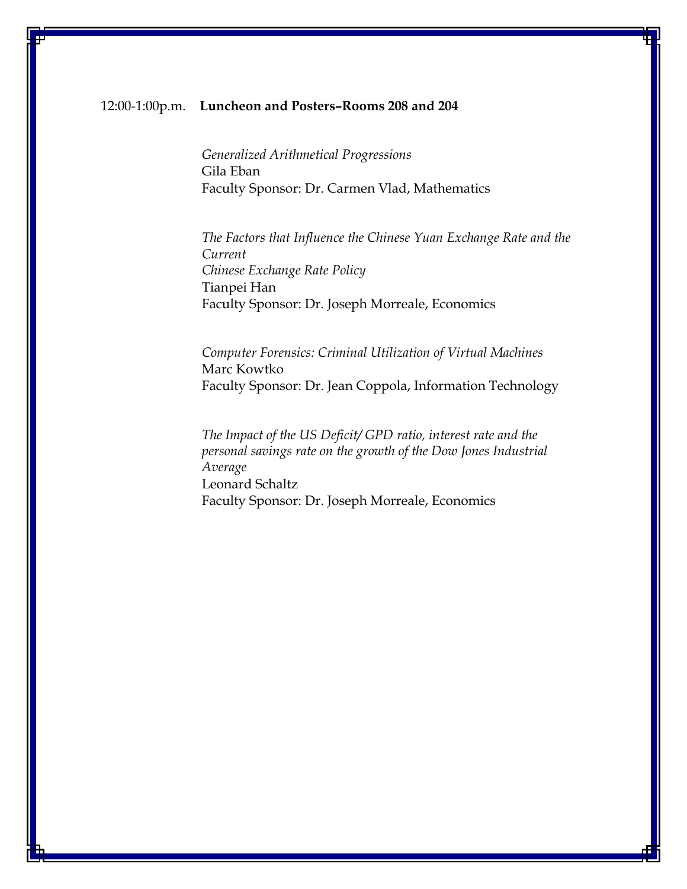12:00-1:00p.m. **Luncheon and Posters–Rooms 208 and 204**

*Generalized Arithmetical Progressions*
Gila Eban
Faculty Sponsor: Dr. Carmen Vlad, Mathematics

*The Factors that Influence the Chinese Yuan Exchange Rate and the Current Chinese Exchange Rate Policy*
Tianpei Han
Faculty Sponsor: Dr. Joseph Morreale, Economics

*Computer Forensics: Criminal Utilization of Virtual Machines*
Marc Kowtko
Faculty Sponsor: Dr. Jean Coppola, Information Technology

*The Impact of the US Deficit/ GPD ratio, interest rate and the personal savings rate on the growth of the Dow Jones Industrial Average*
Leonard Schaltz
Faculty Sponsor: Dr. Joseph Morreale, Economics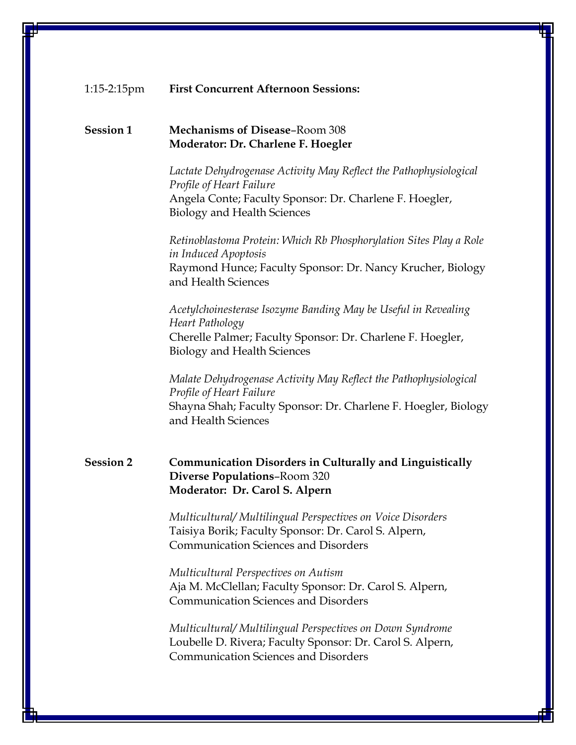1:15-2:15pm **First Concurrent Afternoon Sessions:**

**Session 1** **Mechanisms of Disease**–Room 308
**Moderator: Dr. Charlene F. Hoegler**

*Lactate Dehydrogenase Activity May Reflect the Pathophysiological Profile of Heart Failure*
Angela Conte; Faculty Sponsor: Dr. Charlene F. Hoegler, Biology and Health Sciences

*Retinoblastoma Protein: Which Rb Phosphorylation Sites Play a Role in Induced Apoptosis*
Raymond Hunce; Faculty Sponsor: Dr. Nancy Krucher, Biology and Health Sciences

*Acetylchoinesterase Isozyme Banding May be Useful in Revealing Heart Pathology*
Cherelle Palmer; Faculty Sponsor: Dr. Charlene F. Hoegler, Biology and Health Sciences

*Malate Dehydrogenase Activity May Reflect the Pathophysiological Profile of Heart Failure*
Shayna Shah; Faculty Sponsor: Dr. Charlene F. Hoegler, Biology and Health Sciences

**Session 2** **Communication Disorders in Culturally and Linguistically Diverse Populations**–Room 320
**Moderator: Dr. Carol S. Alpern**

*Multicultural/ Multilingual Perspectives on Voice Disorders*
Taisiya Borik; Faculty Sponsor: Dr. Carol S. Alpern, Communication Sciences and Disorders

*Multicultural Perspectives on Autism*
Aja M. McClellan; Faculty Sponsor: Dr. Carol S. Alpern, Communication Sciences and Disorders

*Multicultural/ Multilingual Perspectives on Down Syndrome*
Loubelle D. Rivera; Faculty Sponsor: Dr. Carol S. Alpern, Communication Sciences and Disorders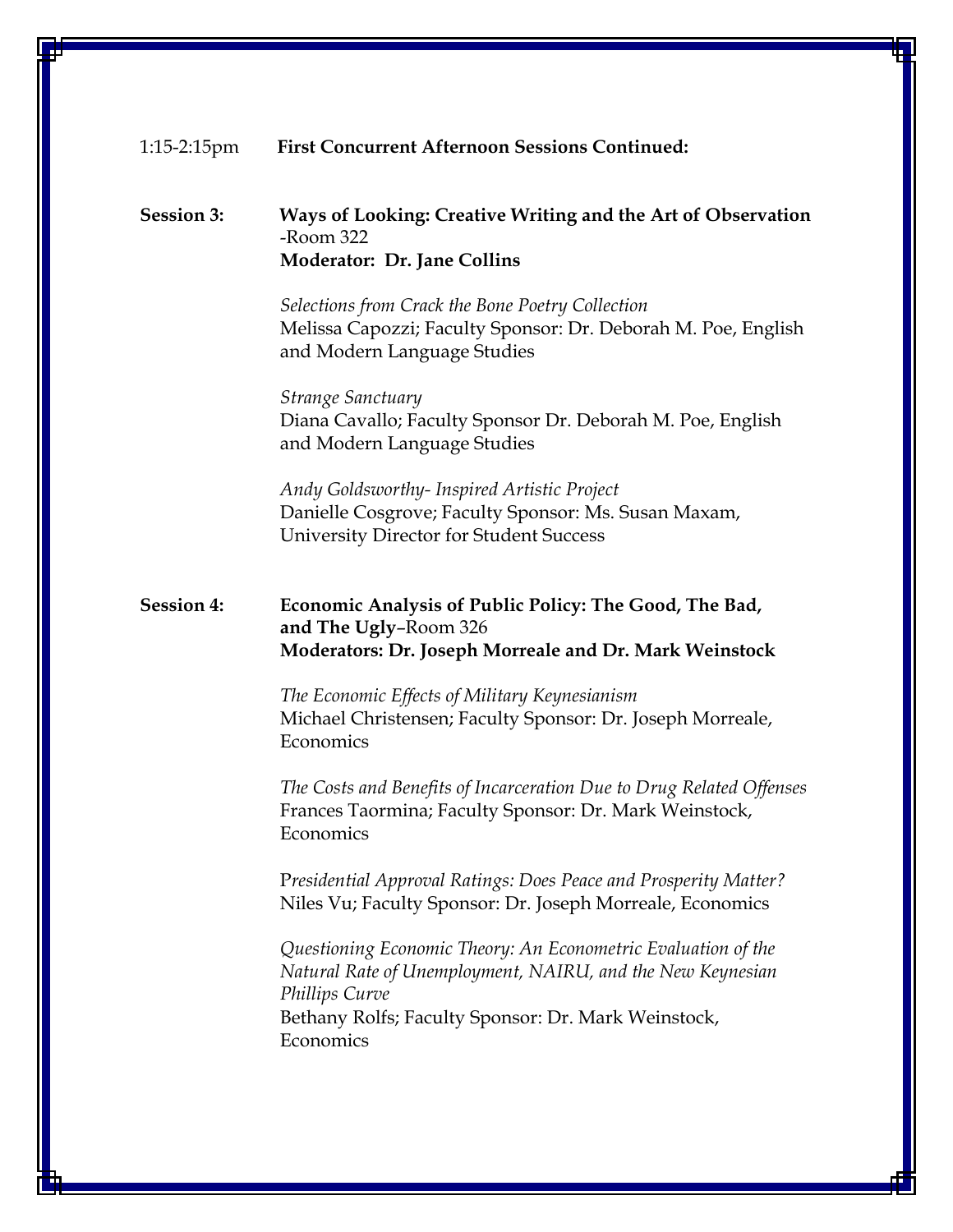1:15-2:15pm **First Concurrent Afternoon Sessions Continued:**

**Session 3:** **Ways of Looking: Creative Writing and the Art of Observation** -Room 322
**Moderator: Dr. Jane Collins**

*Selections from Crack the Bone Poetry Collection*
Melissa Capozzi; Faculty Sponsor: Dr. Deborah M. Poe, English and Modern Language Studies

*Strange Sanctuary*
Diana Cavallo; Faculty Sponsor Dr. Deborah M. Poe, English and Modern Language Studies

*Andy Goldsworthy- Inspired Artistic Project*
Danielle Cosgrove; Faculty Sponsor: Ms. Susan Maxam, University Director for Student Success

**Session 4:** **Economic Analysis of Public Policy: The Good, The Bad, and The Ugly**–Room 326
**Moderators: Dr. Joseph Morreale and Dr. Mark Weinstock**

*The Economic Effects of Military Keynesianism*
Michael Christensen; Faculty Sponsor: Dr. Joseph Morreale, Economics

*The Costs and Benefits of Incarceration Due to Drug Related Offenses*
Frances Taormina; Faculty Sponsor: Dr. Mark Weinstock, Economics

*Presidential Approval Ratings: Does Peace and Prosperity Matter?*
Niles Vu; Faculty Sponsor: Dr. Joseph Morreale, Economics

*Questioning Economic Theory: An Econometric Evaluation of the Natural Rate of Unemployment, NAIRU, and the New Keynesian Phillips Curve*
Bethany Rolfs; Faculty Sponsor: Dr. Mark Weinstock, Economics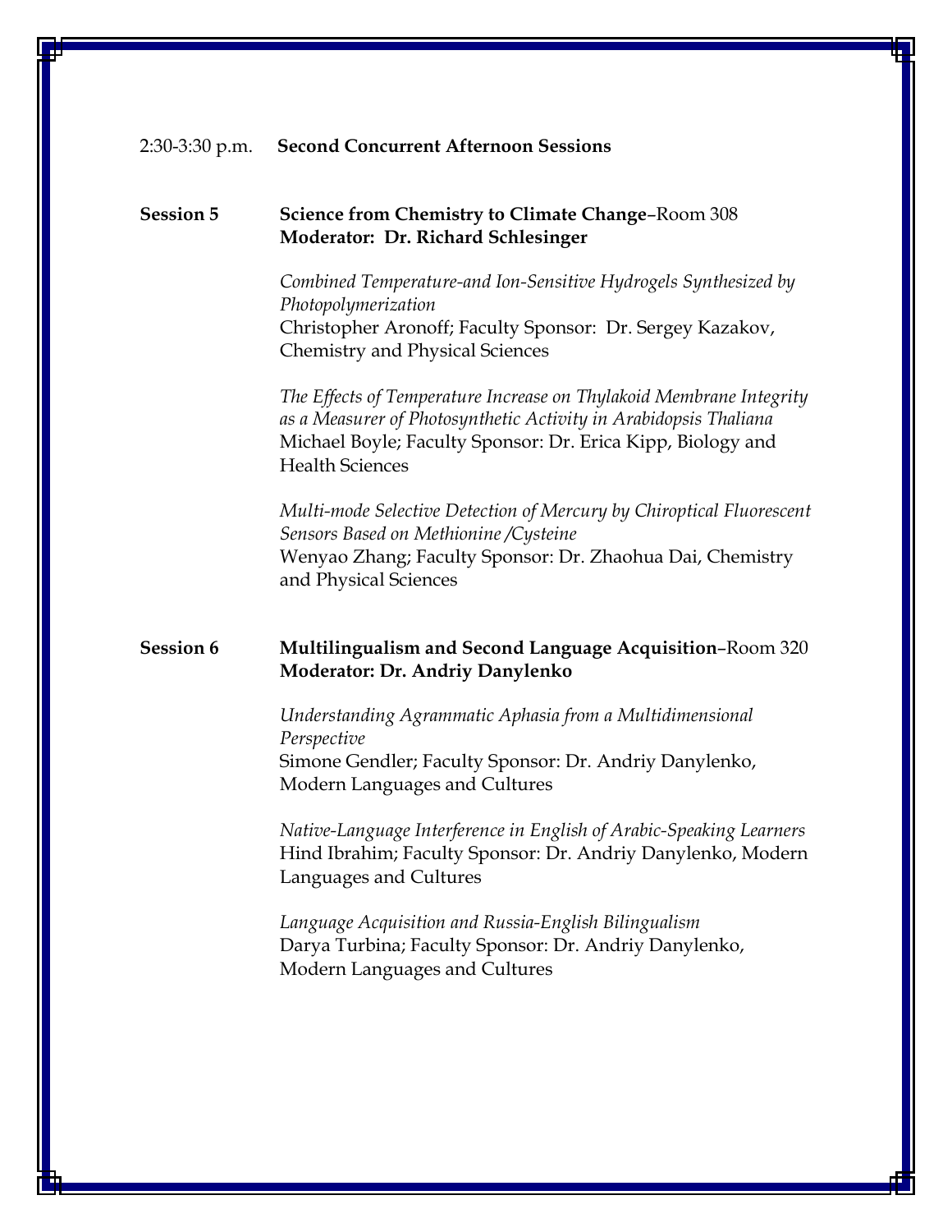2:30-3:30 p.m. **Second Concurrent Afternoon Sessions**

**Session 5** **Science from Chemistry to Climate Change**–Room 308
**Moderator: Dr. Richard Schlesinger**

*Combined Temperature-and Ion-Sensitive Hydrogels Synthesized by Photopolymerization*
Christopher Aronoff; Faculty Sponsor: Dr. Sergey Kazakov, Chemistry and Physical Sciences

*The Effects of Temperature Increase on Thylakoid Membrane Integrity as a Measurer of Photosynthetic Activity in Arabidopsis Thaliana*
Michael Boyle; Faculty Sponsor: Dr. Erica Kipp, Biology and Health Sciences

*Multi-mode Selective Detection of Mercury by Chiroptical Fluorescent Sensors Based on Methionine /Cysteine*
Wenyao Zhang; Faculty Sponsor: Dr. Zhaohua Dai, Chemistry and Physical Sciences

**Session 6** **Multilingualism and Second Language Acquisition**–Room 320
**Moderator: Dr. Andriy Danylenko**

*Understanding Agrammatic Aphasia from a Multidimensional Perspective*
Simone Gendler; Faculty Sponsor: Dr. Andriy Danylenko, Modern Languages and Cultures

*Native-Language Interference in English of Arabic-Speaking Learners*
Hind Ibrahim; Faculty Sponsor: Dr. Andriy Danylenko, Modern Languages and Cultures

*Language Acquisition and Russia-English Bilingualism*
Darya Turbina; Faculty Sponsor: Dr. Andriy Danylenko, Modern Languages and Cultures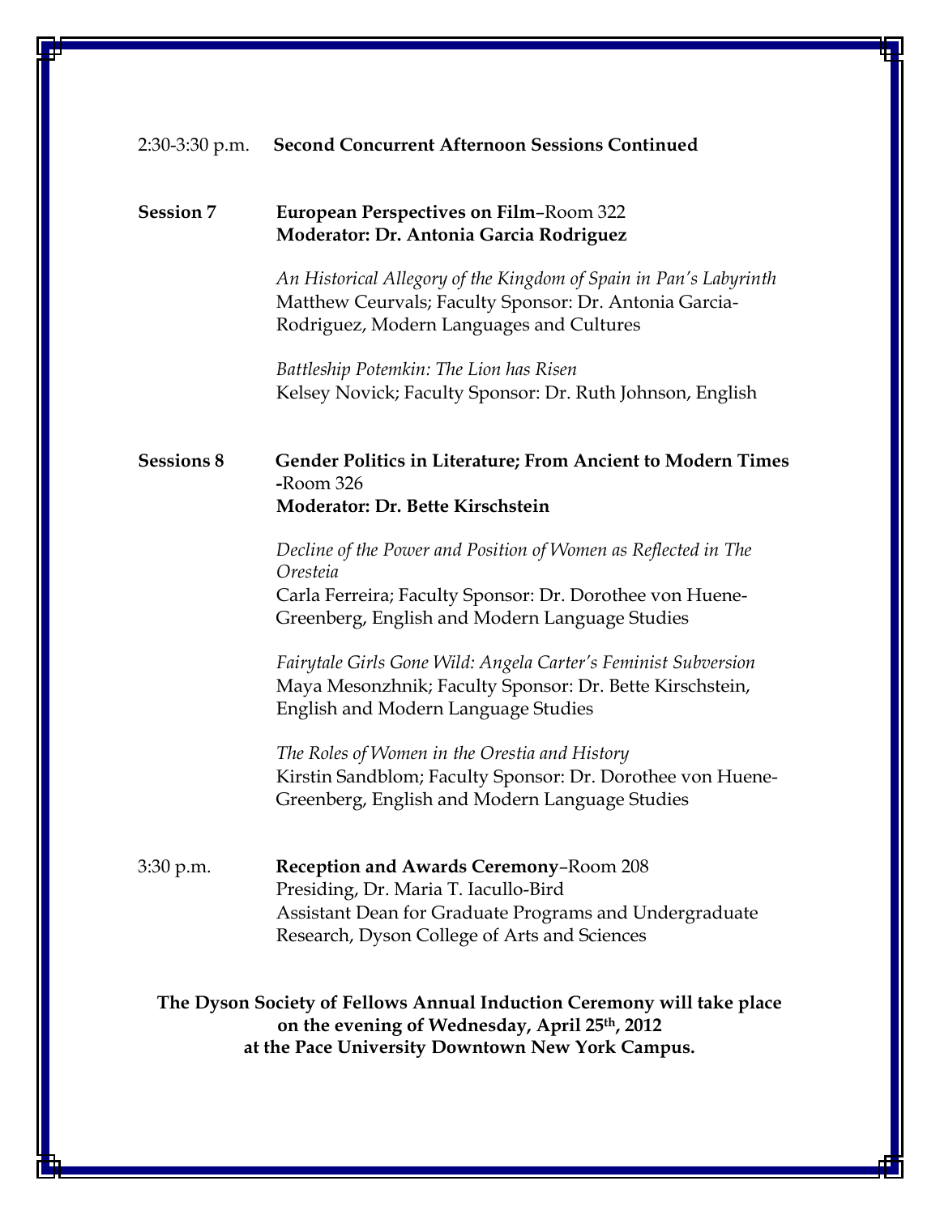2:30-3:30 p.m. **Second Concurrent Afternoon Sessions Continued**

**Session 7** **European Perspectives on Film**–Room 322
**Moderator: Dr. Antonia Garcia Rodriguez**

*An Historical Allegory of the Kingdom of Spain in Pan's Labyrinth*
Matthew Ceurvals; Faculty Sponsor: Dr. Antonia Garcia-Rodriguez, Modern Languages and Cultures

*Battleship Potemkin: The Lion has Risen*
Kelsey Novick; Faculty Sponsor: Dr. Ruth Johnson, English

**Sessions 8** **Gender Politics in Literature; From Ancient to Modern Times -**Room 326
**Moderator: Dr. Bette Kirschstein**

*Decline of the Power and Position of Women as Reflected in The Oresteia*
Carla Ferreira; Faculty Sponsor: Dr. Dorothee von Huene-Greenberg, English and Modern Language Studies

*Fairytale Girls Gone Wild: Angela Carter's Feminist Subversion*
Maya Mesonzhnik; Faculty Sponsor: Dr. Bette Kirschstein, English and Modern Language Studies

*The Roles of Women in the Orestia and History*
Kirstin Sandblom; Faculty Sponsor: Dr. Dorothee von Huene-Greenberg, English and Modern Language Studies

3:30 p.m. **Reception and Awards Ceremony**–Room 208
Presiding, Dr. Maria T. Iacullo-Bird
Assistant Dean for Graduate Programs and Undergraduate Research, Dyson College of Arts and Sciences

**The Dyson Society of Fellows Annual Induction Ceremony will take place on the evening of Wednesday, April 25th, 2012 at the Pace University Downtown New York Campus.**